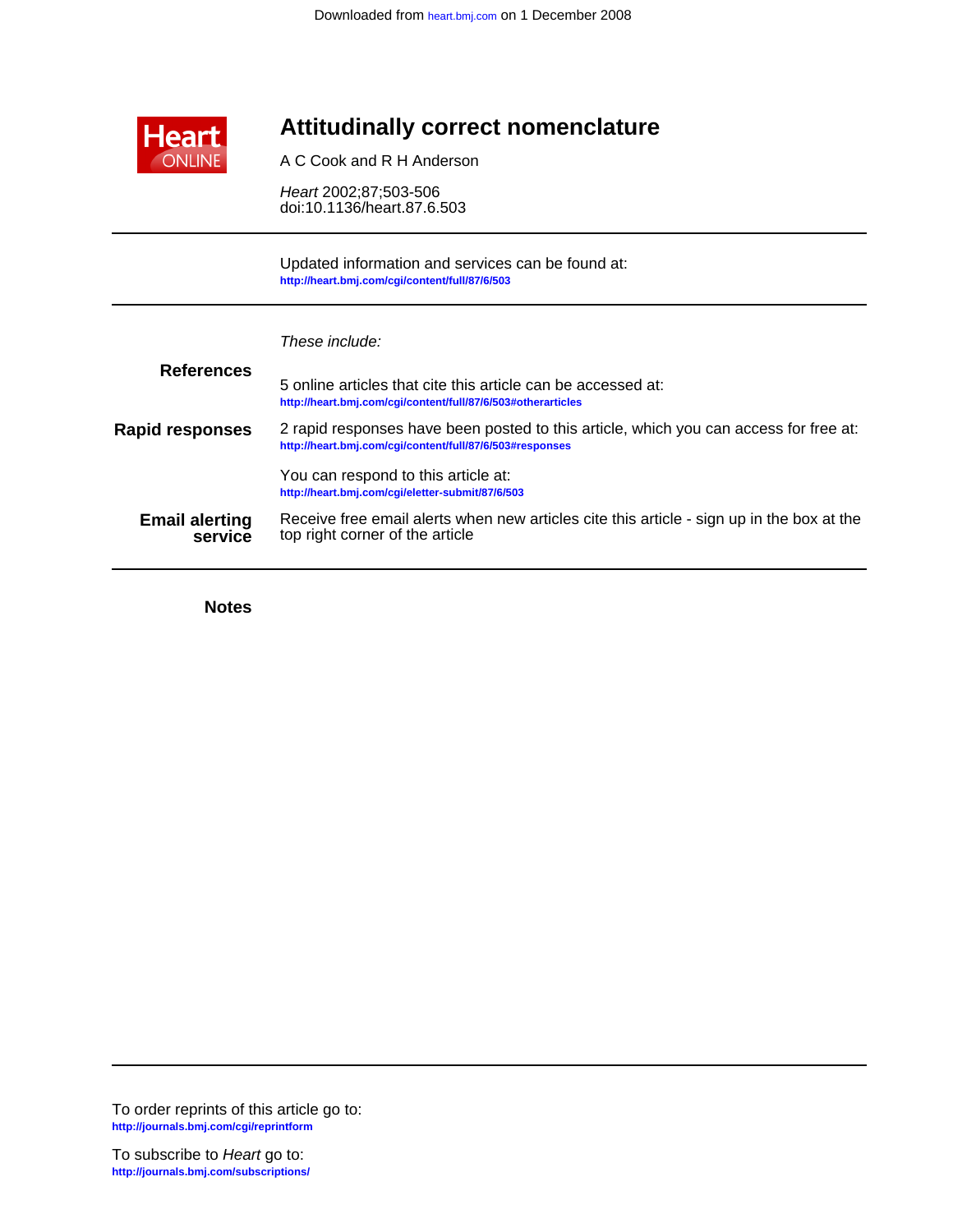Downloaded from heart.bmj.com on 1 December 2008

# Attitudinally correct nomenclature

A C Cook and R H Anderson

*Heart* 2002;87;503-506
doi:10.1136/heart.87.6.503

---

Updated information and services can be found at:
http://heart.bmj.com/cgi/content/full/87/6/503

---

*These include:*

**References**

5 online articles that cite this article can be accessed at:
http://heart.bmj.com/cgi/content/full/87/6/503#otherarticles

**Rapid responses**

2 rapid responses have been posted to this article, which you can access for free at:
http://heart.bmj.com/cgi/content/full/87/6/503#responses

You can respond to this article at:
http://heart.bmj.com/cgi/eletter-submit/87/6/503

**Email alerting service**

Receive free email alerts when new articles cite this article - sign up in the box at the top right corner of the article

---

**Notes**

---

To order reprints of this article go to:
http://journals.bmj.com/cgi/reprintform

To subscribe to *Heart* go to:
http://journals.bmj.com/subscriptions/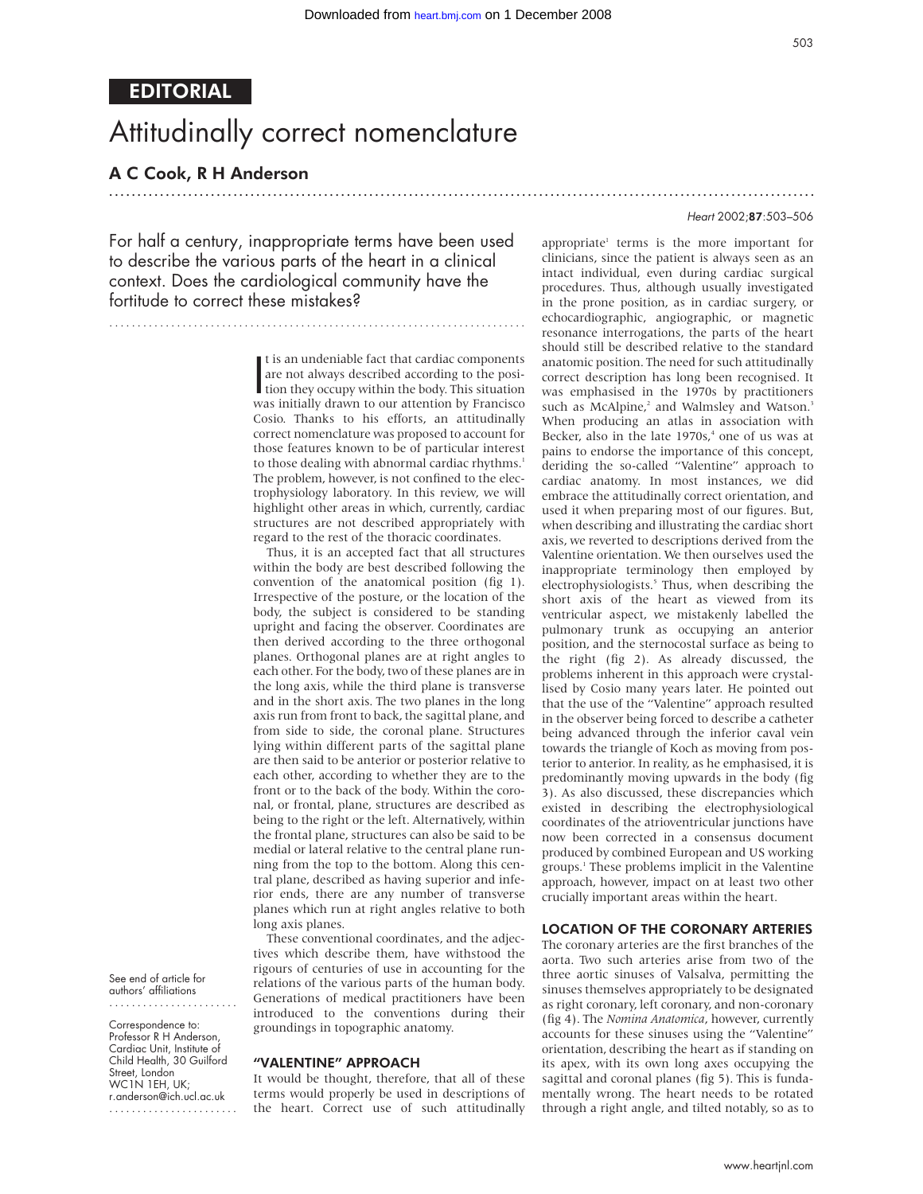# EDITORIAL

# Attitudinally correct nomenclature

## A C Cook, R H Anderson

For half a century, inappropriate terms have been used to describe the various parts of the heart in a clinical context. Does the cardiological community have the fortitude to correct these mistakes?

See end of article for authors' affiliations

Correspondence to: Professor R H Anderson, Cardiac Unit, Institute of Child Health, 30 Guilford Street, London WC1N 1EH, UK; r.anderson@ich.ucl.ac.uk

It is an undeniable fact that cardiac components are not always described according to the position they occupy within the body. This situation was initially drawn to our attention by Francisco Cosio. Thanks to his efforts, an attitudinally correct nomenclature was proposed to account for those features known to be of particular interest to those dealing with abnormal cardiac rhythms.[1] The problem, however, is not confined to the electrophysiology laboratory. In this review, we will highlight other areas in which, currently, cardiac structures are not described appropriately with regard to the rest of the thoracic coordinates.

Thus, it is an accepted fact that all structures within the body are best described following the convention of the anatomical position (fig 1). Irrespective of the posture, or the location of the body, the subject is considered to be standing upright and facing the observer. Coordinates are then derived according to the three orthogonal planes. Orthogonal planes are at right angles to each other. For the body, two of these planes are in the long axis, while the third plane is transverse and in the short axis. The two planes in the long axis run from front to back, the sagittal plane, and from side to side, the coronal plane. Structures lying within different parts of the sagittal plane are then said to be anterior or posterior relative to each other, according to whether they are to the front or to the back of the body. Within the coronal, or frontal, plane, structures are described as being to the right or the left. Alternatively, within the frontal plane, structures can also be said to be medial or lateral relative to the central plane running from the top to the bottom. Along this central plane, described as having superior and inferior ends, there are any number of transverse planes which run at right angles relative to both long axis planes.

These conventional coordinates, and the adjectives which describe them, have withstood the rigours of centuries of use in accounting for the relations of the various parts of the human body. Generations of medical practitioners have been introduced to the conventions during their groundings in topographic anatomy.

### "VALENTINE" APPROACH

It would be thought, therefore, that all of these terms would properly be used in descriptions of the heart. Correct use of such attitudinally appropriate[1] terms is the more important for clinicians, since the patient is always seen as an intact individual, even during cardiac surgical procedures. Thus, although usually investigated in the prone position, as in cardiac surgery, or echocardiographic, angiographic, or magnetic resonance interrogations, the parts of the heart should still be described relative to the standard anatomic position. The need for such attitudinally correct description has long been recognised. It was emphasised in the 1970s by practitioners such as McAlpine,[2] and Walmsley and Watson.[3] When producing an atlas in association with Becker, also in the late 1970s,[4] one of us was at pains to endorse the importance of this concept, deriding the so-called "Valentine" approach to cardiac anatomy. In most instances, we did embrace the attitudinally correct orientation, and used it when preparing most of our figures. But, when describing and illustrating the cardiac short axis, we reverted to descriptions derived from the Valentine orientation. We then ourselves used the inappropriate terminology then employed by electrophysiologists.[5] Thus, when describing the short axis of the heart as viewed from its ventricular aspect, we mistakenly labelled the pulmonary trunk as occupying an anterior position, and the sternocostal surface as being to the right (fig 2). As already discussed, the problems inherent in this approach were crystallised by Cosio many years later. He pointed out that the use of the "Valentine" approach resulted in the observer being forced to describe a catheter being advanced through the inferior caval vein towards the triangle of Koch as moving from posterior to anterior. In reality, as he emphasised, it is predominantly moving upwards in the body (fig 3). As also discussed, these discrepancies which existed in describing the electrophysiological coordinates of the atrioventricular junctions have now been corrected in a consensus document produced by combined European and US working groups.[1] These problems implicit in the Valentine approach, however, impact on at least two other crucially important areas within the heart.

### LOCATION OF THE CORONARY ARTERIES

The coronary arteries are the first branches of the aorta. Two such arteries arise from two of the three aortic sinuses of Valsalva, permitting the sinuses themselves appropriately to be designated as right coronary, left coronary, and non-coronary (fig 4). The *Nomina Anatomica*, however, currently accounts for these sinuses using the "Valentine" orientation, describing the heart as if standing on its apex, with its own long axes occupying the sagittal and coronal planes (fig 5). This is fundamentally wrong. The heart needs to be rotated through a right angle, and tilted notably, so as to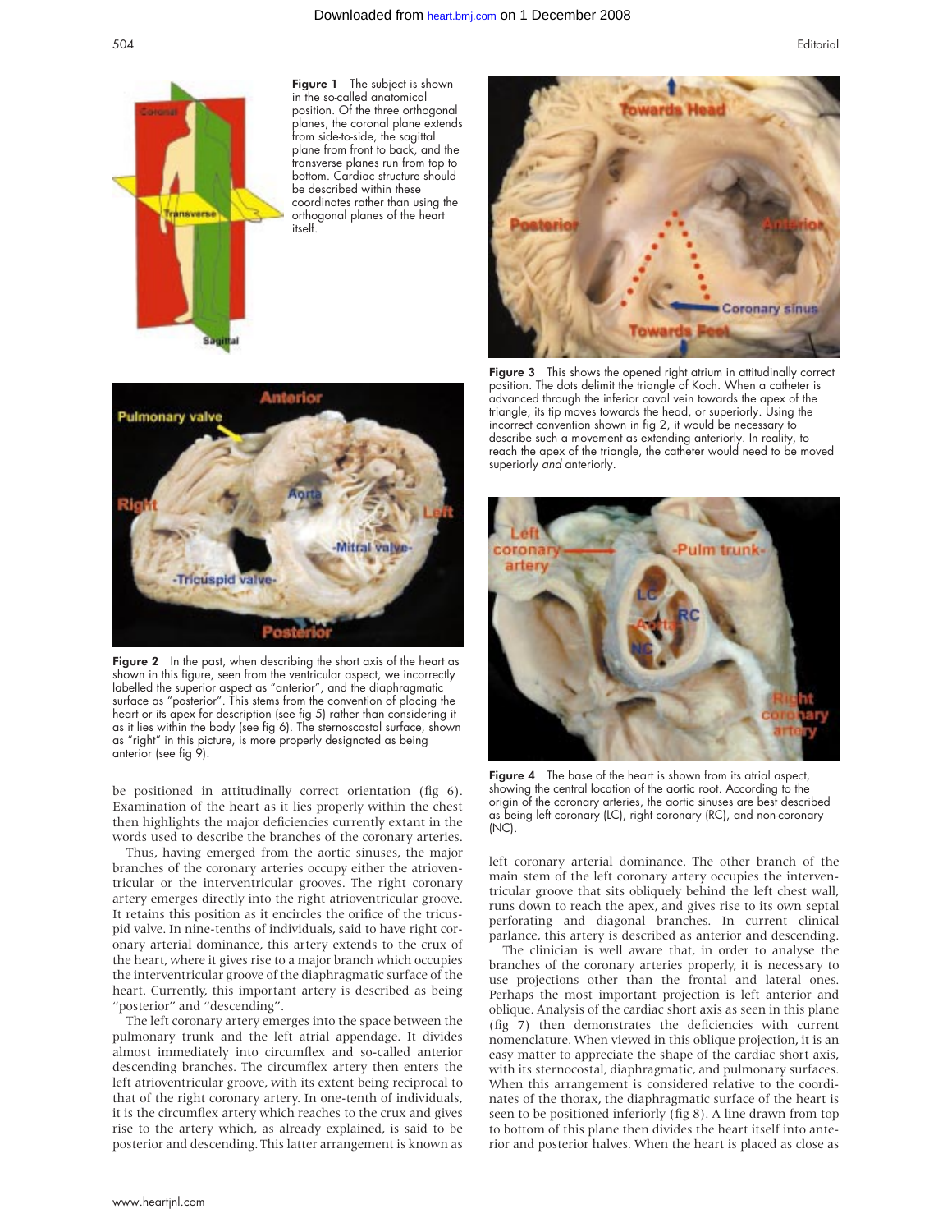Figure 1 The subject is shown in the so-called anatomical position. Of the three orthogonal planes, the coronal plane extends from side-to-side, the sagittal plane from front to back, and the transverse planes run from top to bottom. Cardiac structure should be described within these coordinates rather than using the orthogonal planes of the heart itself.

Figure 2 In the past, when describing the short axis of the heart as shown in this figure, seen from the ventricular aspect, we incorrectly labelled the superior aspect as "anterior", and the diaphragmatic surface as "posterior". This stems from the convention of placing the heart or its apex for description (see fig 5) rather than considering it as it lies within the body (see fig 6). The sternoscostal surface, shown as "right" in this picture, is more properly designated as being anterior (see fig 9).

be positioned in attitudinally correct orientation (fig 6). Examination of the heart as it lies properly within the chest then highlights the major deficiencies currently extant in the words used to describe the branches of the coronary arteries.

Thus, having emerged from the aortic sinuses, the major branches of the coronary arteries occupy either the atrioventricular or the interventricular grooves. The right coronary artery emerges directly into the right atrioventricular groove. It retains this position as it encircles the orifice of the tricuspid valve. In nine-tenths of individuals, said to have right coronary arterial dominance, this artery extends to the crux of the heart, where it gives rise to a major branch which occupies the interventricular groove of the diaphragmatic surface of the heart. Currently, this important artery is described as being "posterior" and "descending".

The left coronary artery emerges into the space between the pulmonary trunk and the left atrial appendage. It divides almost immediately into circumflex and so-called anterior descending branches. The circumflex artery then enters the left atrioventricular groove, with its extent being reciprocal to that of the right coronary artery. In one-tenth of individuals, it is the circumflex artery which reaches to the crux and gives rise to the artery which, as already explained, is said to be posterior and descending. This latter arrangement is known as left coronary arterial dominance. The other branch of the main stem of the left coronary artery occupies the interventricular groove that sits obliquely behind the left chest wall, runs down to reach the apex, and gives rise to its own septal perforating and diagonal branches. In current clinical parlance, this artery is described as anterior and descending.

The clinician is well aware that, in order to analyse the branches of the coronary arteries properly, it is necessary to use projections other than the frontal and lateral ones. Perhaps the most important projection is left anterior and oblique. Analysis of the cardiac short axis as seen in this plane (fig 7) then demonstrates the deficiencies with current nomenclature. When viewed in this oblique projection, it is an easy matter to appreciate the shape of the cardiac short axis, with its sternocostal, diaphragmatic, and pulmonary surfaces. When this arrangement is considered relative to the coordinates of the thorax, the diaphragmatic surface of the heart is seen to be positioned inferiorly (fig 8). A line drawn from top to bottom of this plane then divides the heart itself into anterior and posterior halves. When the heart is placed as close as

Figure 3 This shows the opened right atrium in attitudinally correct position. The dots delimit the triangle of Koch. When a catheter is advanced through the inferior caval vein towards the apex of the triangle, its tip moves towards the head, or superiorly. Using the incorrect convention shown in fig 2, it would be necessary to describe such a movement as extending anteriorly. In reality, to reach the apex of the triangle, the catheter would need to be moved superiorly *and* anteriorly.

Figure 4 The base of the heart is shown from its atrial aspect, showing the central location of the aortic root. According to the origin of the coronary arteries, the aortic sinuses are best described as being left coronary (LC), right coronary (RC), and non-coronary (NC).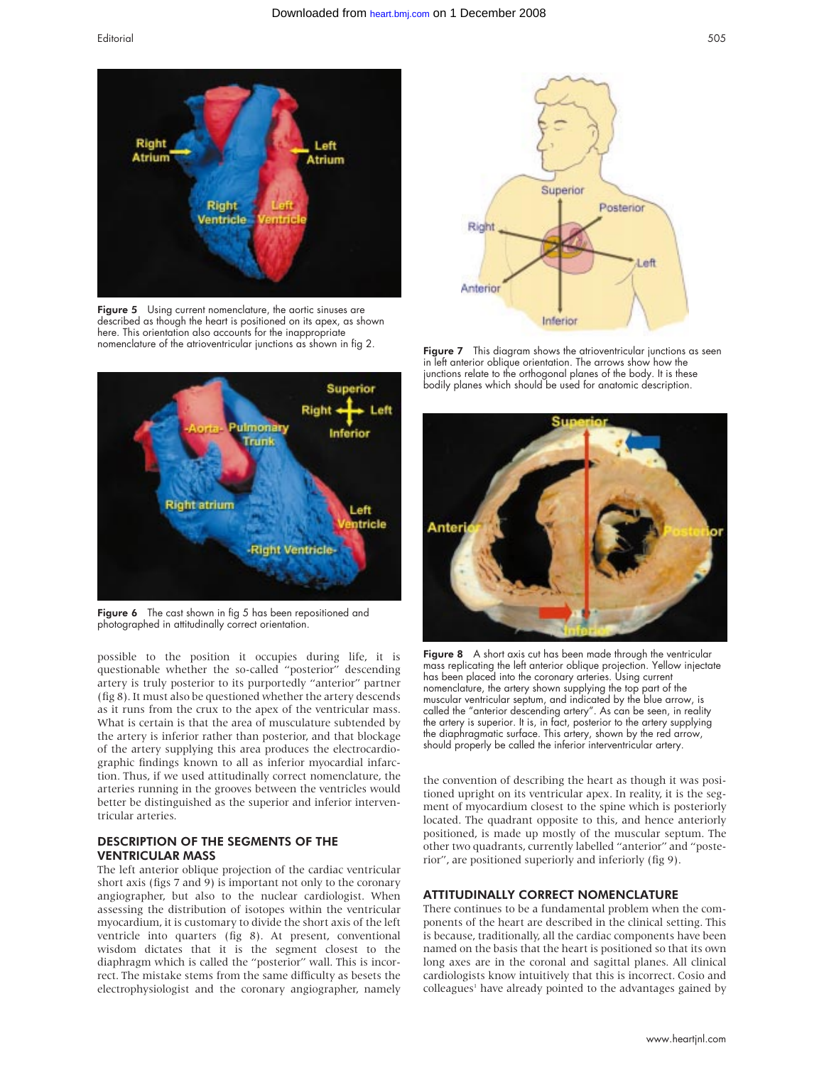Figure 5 Using current nomenclature, the aortic sinuses are described as though the heart is positioned on its apex, as shown here. This orientation also accounts for the inappropriate nomenclature of the atrioventricular junctions as shown in fig 2.

Figure 6 The cast shown in fig 5 has been repositioned and photographed in attitudinally correct orientation.

Figure 7 This diagram shows the atrioventricular junctions as seen in left anterior oblique orientation. The arrows show how the junctions relate to the orthogonal planes of the body. It is these bodily planes which should be used for anatomic description.

Figure 8 A short axis cut has been made through the ventricular mass replicating the left anterior oblique projection. Yellow injectate has been placed into the coronary arteries. Using current nomenclature, the artery shown supplying the top part of the muscular ventricular septum, and indicated by the blue arrow, is called the "anterior descending artery". As can be seen, in reality the artery is superior. It is, in fact, posterior to the artery supplying the diaphragmatic surface. This artery, shown by the red arrow, should properly be called the inferior interventricular artery.

possible to the position it occupies during life, it is questionable whether the so-called "posterior" descending artery is truly posterior to its purportedly "anterior" partner (fig 8). It must also be questioned whether the artery descends as it runs from the crux to the apex of the ventricular mass. What is certain is that the area of musculature subtended by the artery is inferior rather than posterior, and that blockage of the artery supplying this area produces the electrocardiographic findings known to all as inferior myocardial infarction. Thus, if we used attitudinally correct nomenclature, the arteries running in the grooves between the ventricles would better be distinguished as the superior and inferior interventricular arteries.

## DESCRIPTION OF THE SEGMENTS OF THE VENTRICULAR MASS

The left anterior oblique projection of the cardiac ventricular short axis (figs 7 and 9) is important not only to the coronary angiographer, but also to the nuclear cardiologist. When assessing the distribution of isotopes within the ventricular myocardium, it is customary to divide the short axis of the left ventricle into quarters (fig 8). At present, conventional wisdom dictates that it is the segment closest to the diaphragm which is called the "posterior" wall. This is incorrect. The mistake stems from the same difficulty as besets the electrophysiologist and the coronary angiographer, namely the convention of describing the heart as though it was positioned upright on its ventricular apex. In reality, it is the segment of myocardium closest to the spine which is posteriorly located. The quadrant opposite to this, and hence anteriorly positioned, is made up mostly of the muscular septum. The other two quadrants, currently labelled "anterior" and "posterior", are positioned superiorly and inferiorly (fig 9).

## ATTITUDINALLY CORRECT NOMENCLATURE

There continues to be a fundamental problem when the components of the heart are described in the clinical setting. This is because, traditionally, all the cardiac components have been named on the basis that the heart is positioned so that its own long axes are in the coronal and sagittal planes. All clinical cardiologists know intuitively that this is incorrect. Cosio and colleagues[1] have already pointed to the advantages gained by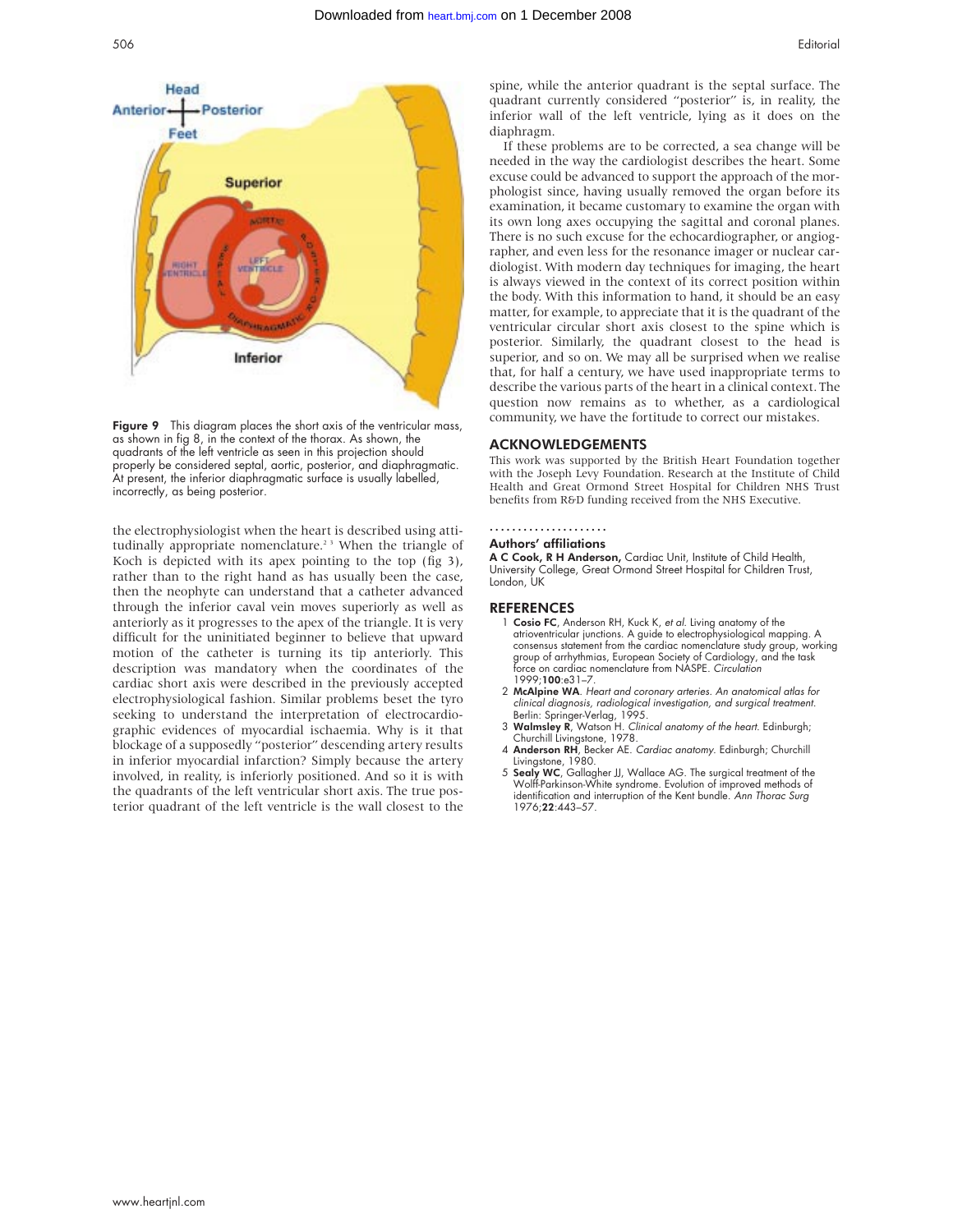Head
Anterior — Posterior
Feet

Superior
Inferior
RIGHT VENTRICLE
SEPTAL
AORTIC
LEFT VENTRICLE
POSTERIOR
DIAPHRAGMATIC

Figure 9 This diagram places the short axis of the ventricular mass, as shown in fig 8, in the context of the thorax. As shown, the quadrants of the left ventricle as seen in this projection should properly be considered septal, aortic, posterior, and diaphragmatic. At present, the inferior diaphragmatic surface is usually labelled, incorrectly, as being posterior.

the electrophysiologist when the heart is described using attitudinally appropriate nomenclature.[2,3] When the triangle of Koch is depicted with its apex pointing to the top (fig 3), rather than to the right hand as has usually been the case, then the neophyte can understand that a catheter advanced through the inferior caval vein moves superiorly as well as anteriorly as it progresses to the apex of the triangle. It is very difficult for the uninitiated beginner to believe that upward motion of the catheter is turning its tip anteriorly. This description was mandatory when the coordinates of the cardiac short axis were described in the previously accepted electrophysiological fashion. Similar problems beset the tyro seeking to understand the interpretation of electrocardiographic evidences of myocardial ischaemia. Why is it that blockage of a supposedly "posterior" descending artery results in inferior myocardial infarction? Simply because the artery involved, in reality, is inferiorly positioned. And so it is with the quadrants of the left ventricular short axis. The true posterior quadrant of the left ventricle is the wall closest to the spine, while the anterior quadrant is the septal surface. The quadrant currently considered "posterior" is, in reality, the inferior wall of the left ventricle, lying as it does on the diaphragm.

If these problems are to be corrected, a sea change will be needed in the way the cardiologist describes the heart. Some excuse could be advanced to support the approach of the morphologist since, having usually removed the organ before its examination, it became customary to examine the organ with its own long axes occupying the sagittal and coronal planes. There is no such excuse for the echocardiographer, or angiographer, and even less for the resonance imager or nuclear cardiologist. With modern day techniques for imaging, the heart is always viewed in the context of its correct position within the body. With this information to hand, it should be an easy matter, for example, to appreciate that it is the quadrant of the ventricular circular short axis closest to the spine which is posterior. Similarly, the quadrant closest to the head is superior, and so on. We may all be surprised when we realise that, for half a century, we have used inappropriate terms to describe the various parts of the heart in a clinical context. The question now remains as to whether, as a cardiological community, we have the fortitude to correct our mistakes.

## ACKNOWLEDGEMENTS

This work was supported by the British Heart Foundation together with the Joseph Levy Foundation. Research at the Institute of Child Health and Great Ormond Street Hospital for Children NHS Trust benefits from R&D funding received from the NHS Executive.

### Authors' affiliations

**A C Cook, R H Anderson,** Cardiac Unit, Institute of Child Health, University College, Great Ormond Street Hospital for Children Trust, London, UK

## REFERENCES

1. **Cosio FC**, Anderson RH, Kuck K, *et al.* Living anatomy of the atrioventricular junctions. A guide to electrophysiological mapping. A consensus statement from the cardiac nomenclature study group, working group of arrhythmias, European Society of Cardiology, and the task force on cardiac nomenclature from NASPE. *Circulation* 1999;**100**:e31–7.
2. **McAlpine WA**. *Heart and coronary arteries. An anatomical atlas for clinical diagnosis, radiological investigation, and surgical treatment.* Berlin: Springer-Verlag, 1995.
3. **Walmsley R**, Watson H. *Clinical anatomy of the heart.* Edinburgh; Churchill Livingstone, 1978.
4. **Anderson RH**, Becker AE. *Cardiac anatomy.* Edinburgh; Churchill Livingstone, 1980.
5. **Sealy WC**, Gallagher JJ, Wallace AG. The surgical treatment of the Wolff-Parkinson-White syndrome. Evolution of improved methods of identification and interruption of the Kent bundle. *Ann Thorac Surg* 1976;**22**:443–57.